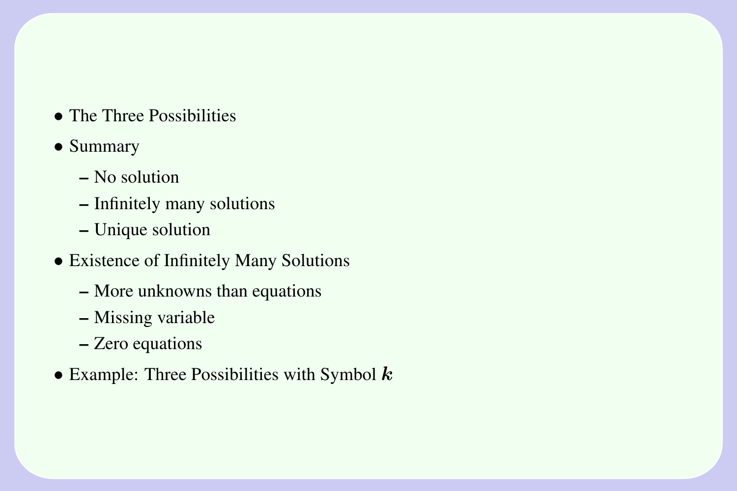- The Three Possibilities
- Summary
  - No solution
  - Infinitely many solutions
  - Unique solution
- Existence of Infinitely Many Solutions
  - More unknowns than equations
  - Missing variable
  - Zero equations
- Example: Three Possibilities with Symbol $\boldsymbol{k}$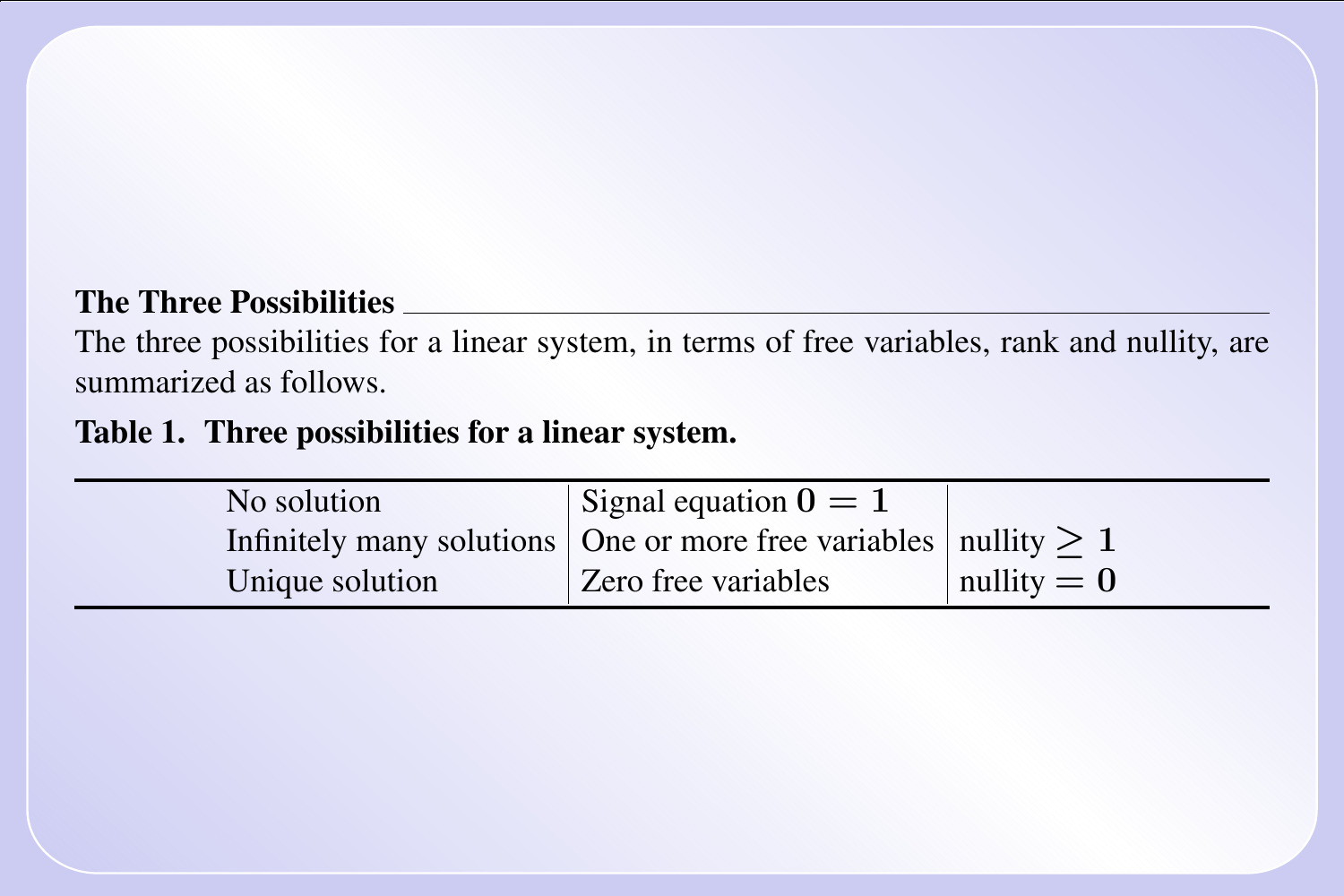### The Three Possibilities

The three possibilities for a linear system, in terms of free variables, rank and nullity, are summarized as follows.

**Table 1. Three possibilities for a linear system.**

| | | |
|---|---|---|
| No solution | Signal equation $\mathbf{0} = \mathbf{1}$ | |
| Infinitely many solutions | One or more free variables | nullity $\geq \mathbf{1}$ |
| Unique solution | Zero free variables | nullity $= \mathbf{0}$ |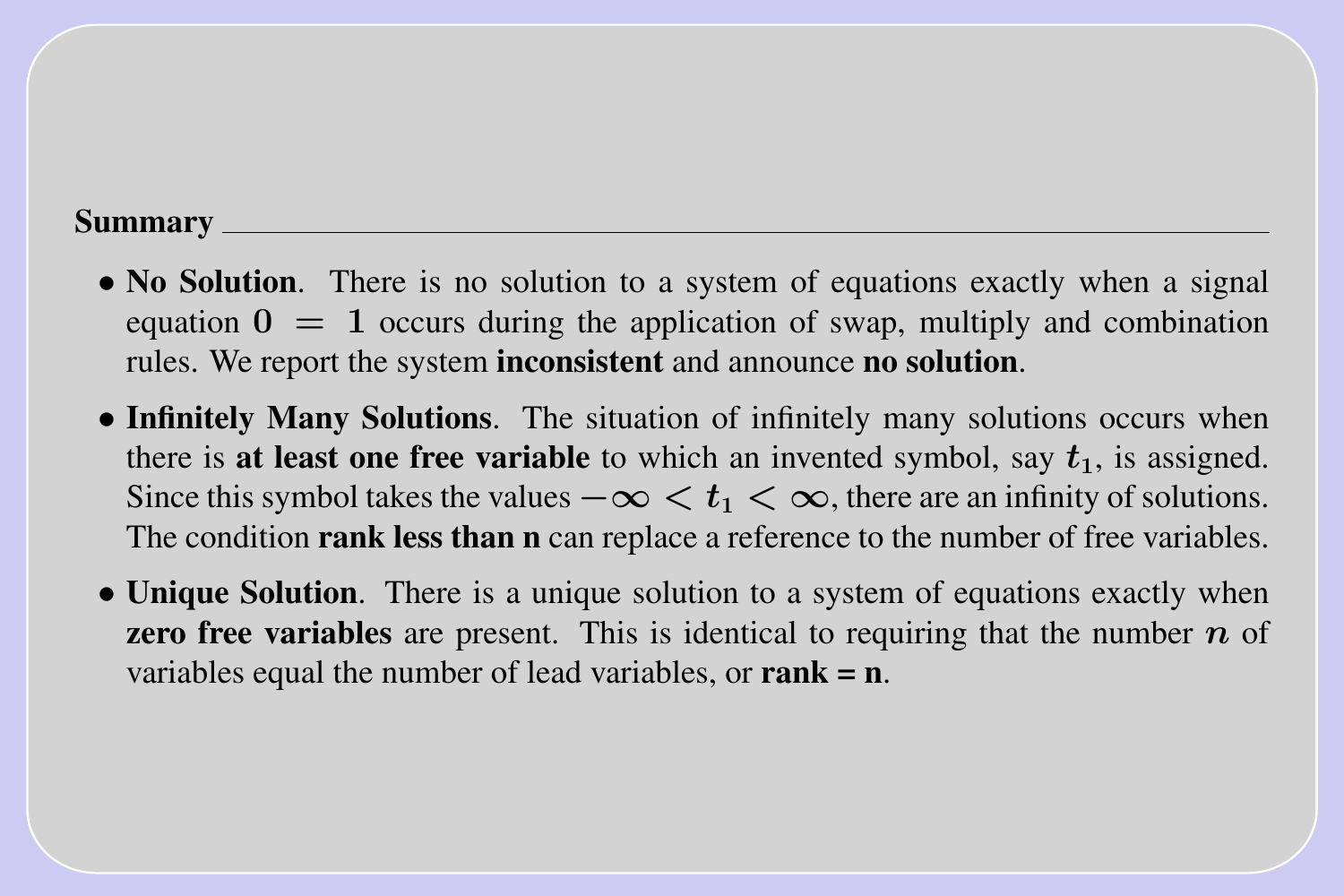**Summary**

- **No Solution**. There is no solution to a system of equations exactly when a signal equation $0 = 1$ occurs during the application of swap, multiply and combination rules. We report the system **inconsistent** and announce **no solution**.

- **Infinitely Many Solutions**. The situation of infinitely many solutions occurs when there is **at least one free variable** to which an invented symbol, say $t_1$, is assigned. Since this symbol takes the values $-\infty < t_1 < \infty$, there are an infinity of solutions. The condition **rank less than n** can replace a reference to the number of free variables.

- **Unique Solution**. There is a unique solution to a system of equations exactly when **zero free variables** are present. This is identical to requiring that the number $n$ of variables equal the number of lead variables, or **rank = n**.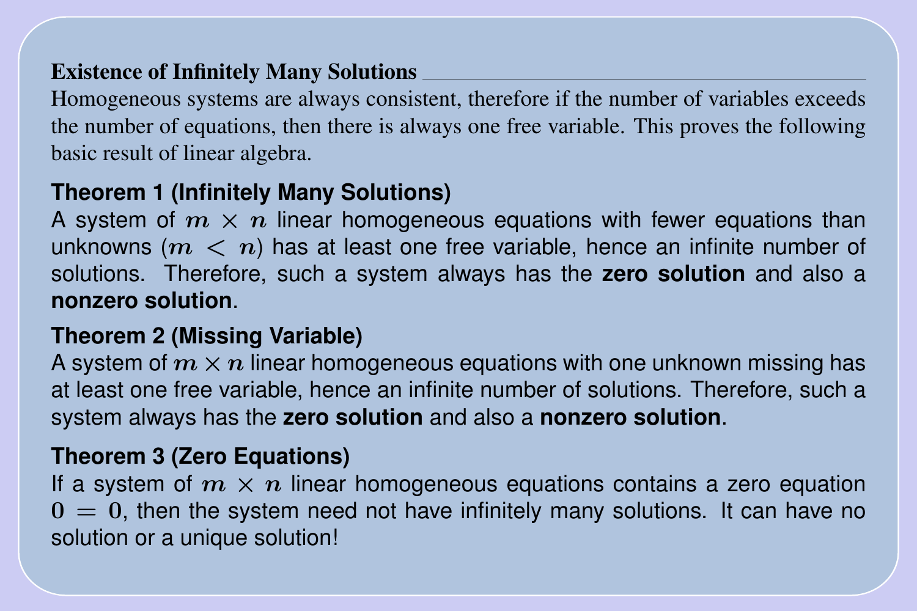## Existence of Infinitely Many Solutions

Homogeneous systems are always consistent, therefore if the number of variables exceeds the number of equations, then there is always one free variable. This proves the following basic result of linear algebra.

### Theorem 1 (Infinitely Many Solutions)

A system of $m \times n$ linear homogeneous equations with fewer equations than unknowns ($m < n$) has at least one free variable, hence an infinite number of solutions. Therefore, such a system always has the **zero solution** and also a **nonzero solution**.

### Theorem 2 (Missing Variable)

A system of $m \times n$ linear homogeneous equations with one unknown missing has at least one free variable, hence an infinite number of solutions. Therefore, such a system always has the **zero solution** and also a **nonzero solution**.

### Theorem 3 (Zero Equations)

If a system of $m \times n$ linear homogeneous equations contains a zero equation $0 = 0$, then the system need not have infinitely many solutions. It can have no solution or a unique solution!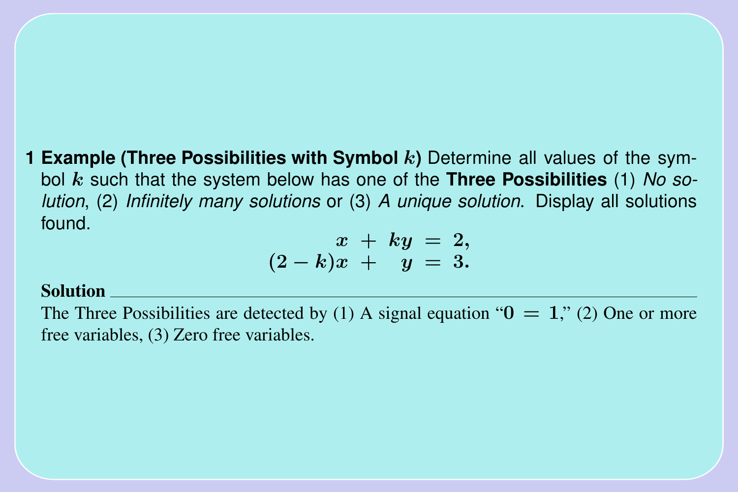**1 Example (Three Possibilities with Symbol $k$)** Determine all values of the symbol $k$ such that the system below has one of the **Three Possibilities** (1) *No solution*, (2) *Infinitely many solutions* or (3) *A unique solution*. Display all solutions found.

$$\begin{aligned} x \; + \; ky \; &= \; 2, \\ (2-k)x \; + \; \; y \; &= \; 3. \end{aligned}$$

**Solution**

The Three Possibilities are detected by (1) A signal equation "$0 = 1$," (2) One or more free variables, (3) Zero free variables.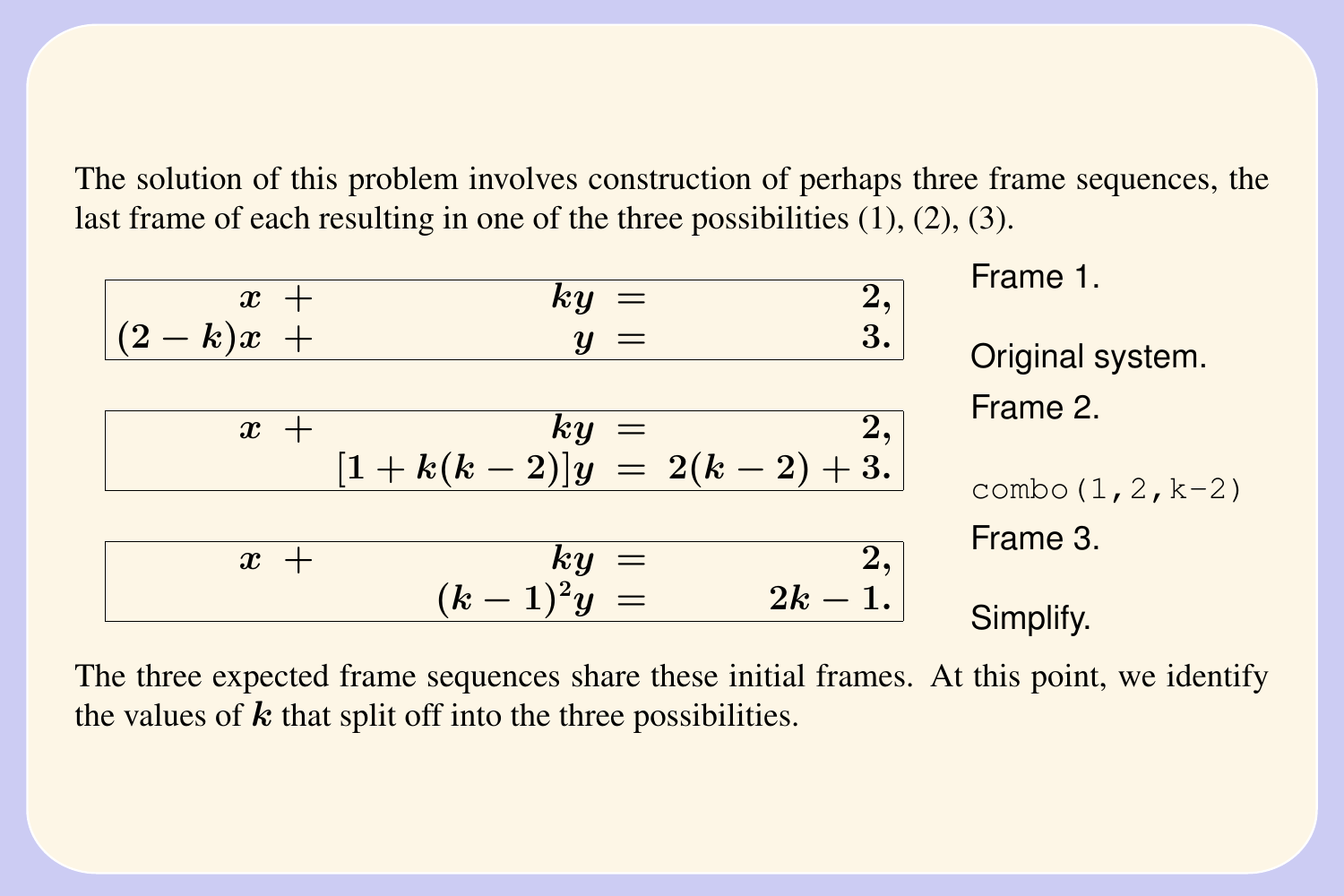The solution of this problem involves construction of perhaps three frame sequences, the last frame of each resulting in one of the three possibilities (1), (2), (3).

$$\begin{array}{|rcrcr|}\hline x & + & ky & = & 2, \\ (2-k)x & + & y & = & 3. \\ \hline\end{array}$$

Frame 1.

Original system.

$$\begin{array}{|rcrcr|}\hline x & + & ky & = & 2, \\ & & [1+k(k-2)]y & = & 2(k-2)+3. \\ \hline\end{array}$$

Frame 2.

```
combo(1,2,k-2)
```

$$\begin{array}{|rcrcr|}\hline x & + & ky & = & 2, \\ & & (k-1)^2 y & = & 2k-1. \\ \hline\end{array}$$

Frame 3.

Simplify.

The three expected frame sequences share these initial frames. At this point, we identify the values of $k$ that split off into the three possibilities.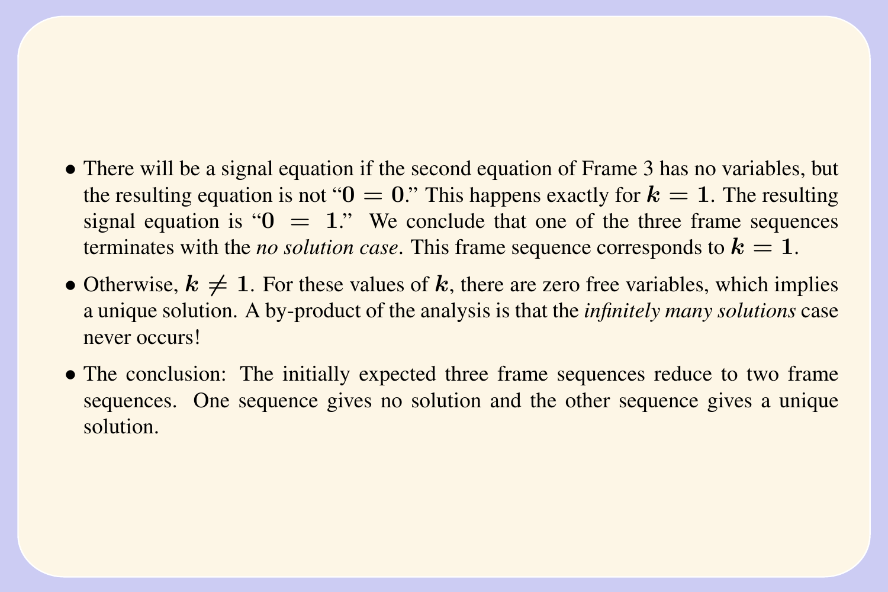- There will be a signal equation if the second equation of Frame 3 has no variables, but the resulting equation is not "$0 = 0$." This happens exactly for $k = 1$. The resulting signal equation is "$0 = 1$." We conclude that one of the three frame sequences terminates with the *no solution case*. This frame sequence corresponds to $k = 1$.
- Otherwise, $k \neq 1$. For these values of $k$, there are zero free variables, which implies a unique solution. A by-product of the analysis is that the *infinitely many solutions* case never occurs!
- The conclusion: The initially expected three frame sequences reduce to two frame sequences. One sequence gives no solution and the other sequence gives a unique solution.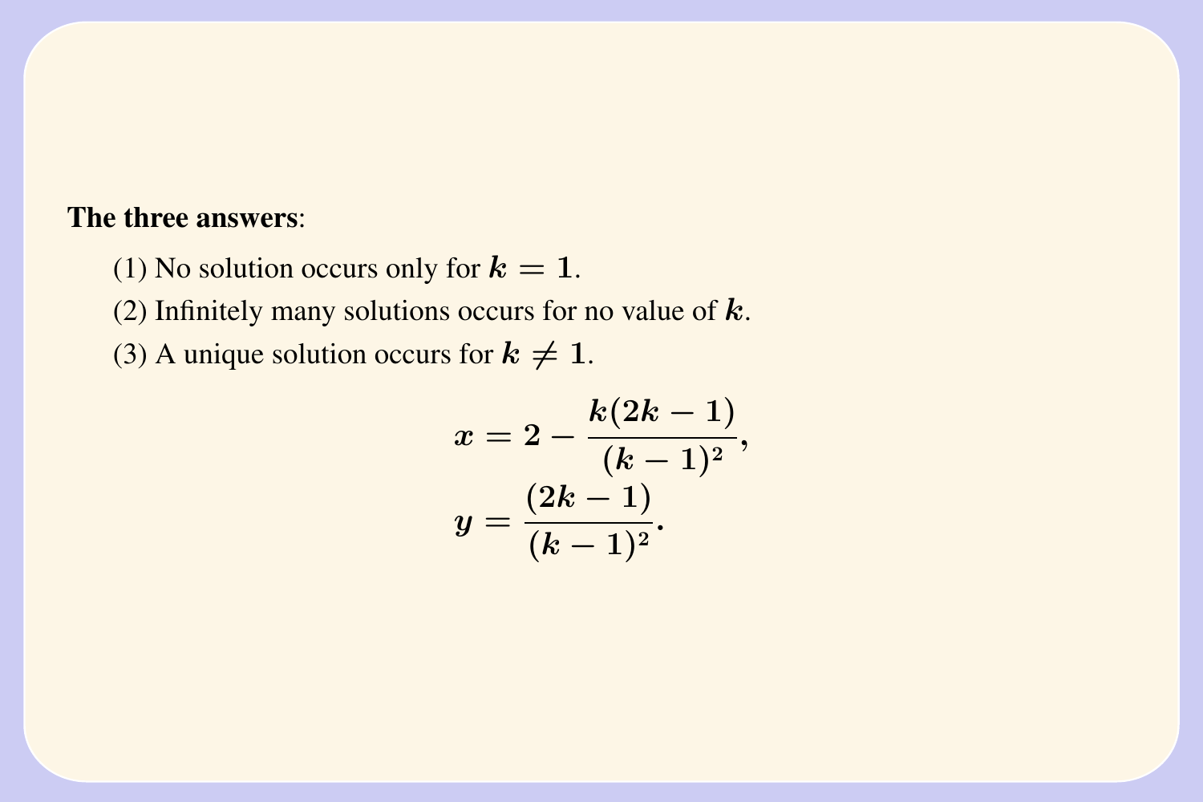**The three answers**:

(1) No solution occurs only for $k = 1$.

(2) Infinitely many solutions occurs for no value of $k$.

(3) A unique solution occurs for $k \neq 1$.

$$x = 2 - \frac{k(2k-1)}{(k-1)^2},$$

$$y = \frac{(2k-1)}{(k-1)^2}.$$